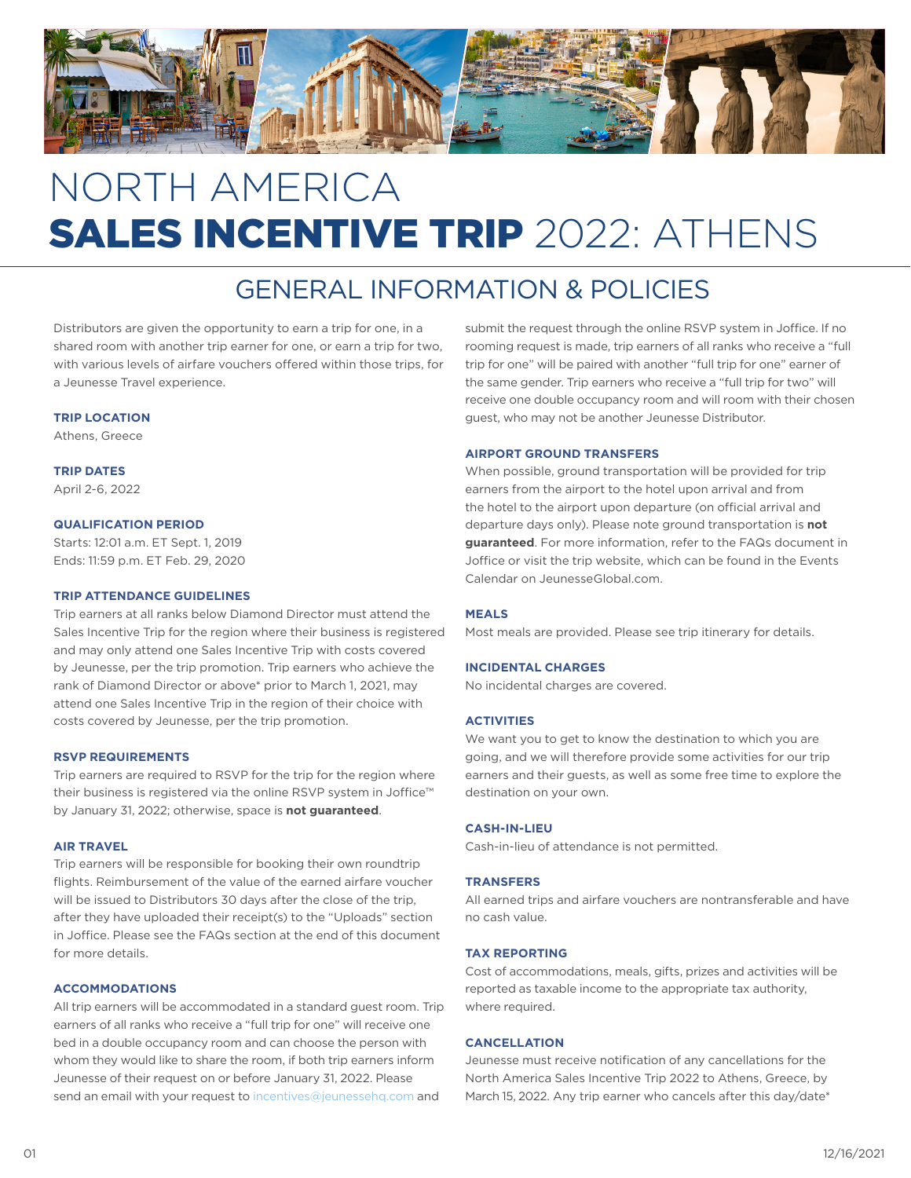# NORTH AMERICA
# **SALES INCENTIVE TRIP** 2022: ATHENS

## GENERAL INFORMATION & POLICIES

Distributors are given the opportunity to earn a trip for one, in a shared room with another trip earner for one, or earn a trip for two, with various levels of airfare vouchers offered within those trips, for a Jeunesse Travel experience.

**TRIP LOCATION**

Athens, Greece

**TRIP DATES**

April 2-6, 2022

**QUALIFICATION PERIOD**

Starts: 12:01 a.m. ET Sept. 1, 2019
Ends: 11:59 p.m. ET Feb. 29, 2020

**TRIP ATTENDANCE GUIDELINES**

Trip earners at all ranks below Diamond Director must attend the Sales Incentive Trip for the region where their business is registered and may only attend one Sales Incentive Trip with costs covered by Jeunesse, per the trip promotion. Trip earners who achieve the rank of Diamond Director or above* prior to March 1, 2021, may attend one Sales Incentive Trip in the region of their choice with costs covered by Jeunesse, per the trip promotion.

**RSVP REQUIREMENTS**

Trip earners are required to RSVP for the trip for the region where their business is registered via the online RSVP system in Joffice™ by January 31, 2022; otherwise, space is **not guaranteed**.

**AIR TRAVEL**

Trip earners will be responsible for booking their own roundtrip flights. Reimbursement of the value of the earned airfare voucher will be issued to Distributors 30 days after the close of the trip, after they have uploaded their receipt(s) to the "Uploads" section in Joffice. Please see the FAQs section at the end of this document for more details.

**ACCOMMODATIONS**

All trip earners will be accommodated in a standard guest room. Trip earners of all ranks who receive a "full trip for one" will receive one bed in a double occupancy room and can choose the person with whom they would like to share the room, if both trip earners inform Jeunesse of their request on or before January 31, 2022. Please send an email with your request to incentives@jeunessehq.com and submit the request through the online RSVP system in Joffice. If no rooming request is made, trip earners of all ranks who receive a "full trip for one" will be paired with another "full trip for one" earner of the same gender. Trip earners who receive a "full trip for two" will receive one double occupancy room and will room with their chosen guest, who may not be another Jeunesse Distributor.

**AIRPORT GROUND TRANSFERS**

When possible, ground transportation will be provided for trip earners from the airport to the hotel upon arrival and from the hotel to the airport upon departure (on official arrival and departure days only). Please note ground transportation is **not guaranteed**. For more information, refer to the FAQs document in Joffice or visit the trip website, which can be found in the Events Calendar on JeunesseGlobal.com.

**MEALS**

Most meals are provided. Please see trip itinerary for details.

**INCIDENTAL CHARGES**

No incidental charges are covered.

**ACTIVITIES**

We want you to get to know the destination to which you are going, and we will therefore provide some activities for our trip earners and their guests, as well as some free time to explore the destination on your own.

**CASH-IN-LIEU**

Cash-in-lieu of attendance is not permitted.

**TRANSFERS**

All earned trips and airfare vouchers are nontransferable and have no cash value.

**TAX REPORTING**

Cost of accommodations, meals, gifts, prizes and activities will be reported as taxable income to the appropriate tax authority, where required.

**CANCELLATION**

Jeunesse must receive notification of any cancellations for the North America Sales Incentive Trip 2022 to Athens, Greece, by March 15, 2022. Any trip earner who cancels after this day/date*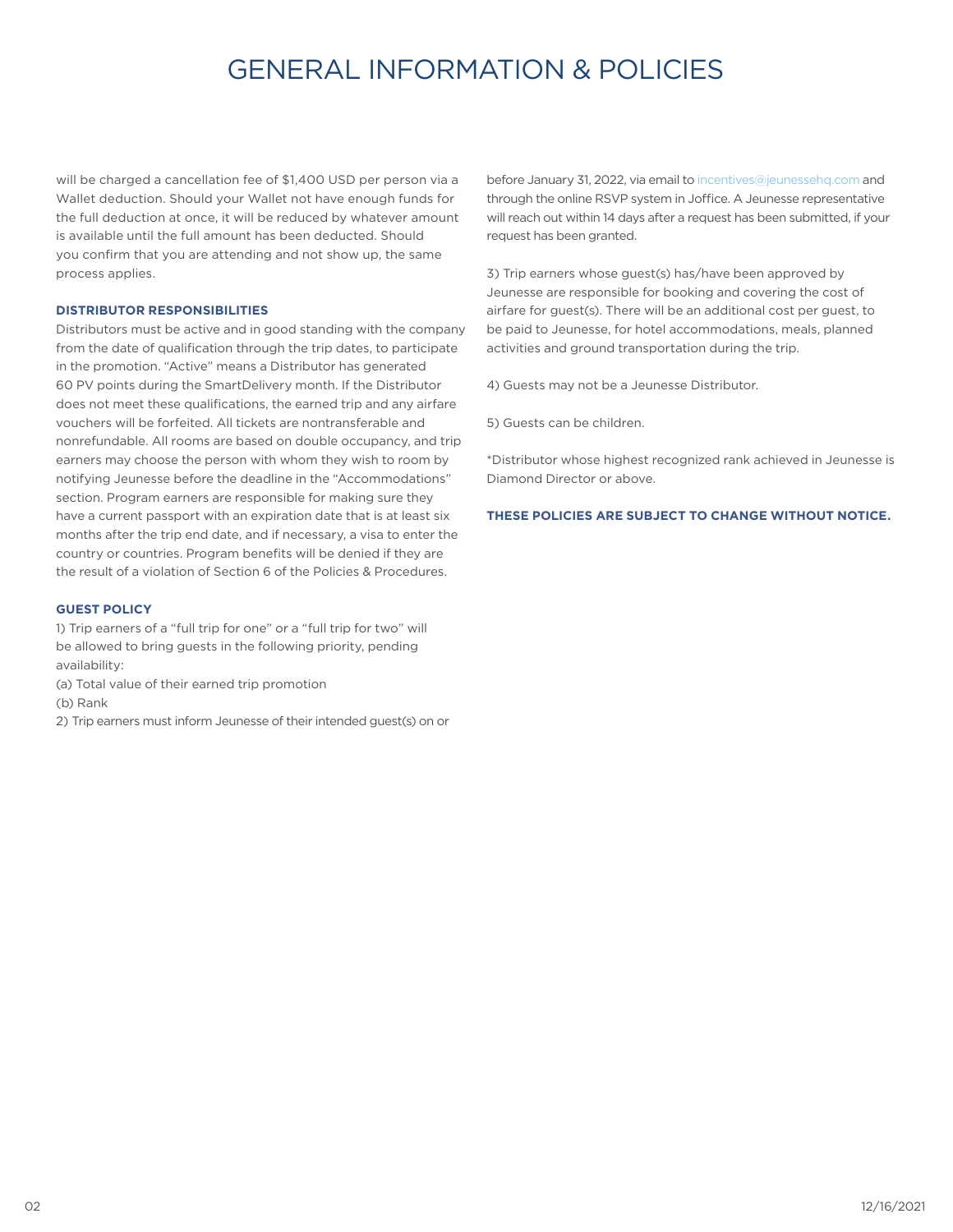# GENERAL INFORMATION & POLICIES

will be charged a cancellation fee of $1,400 USD per person via a Wallet deduction. Should your Wallet not have enough funds for the full deduction at once, it will be reduced by whatever amount is available until the full amount has been deducted. Should you confirm that you are attending and not show up, the same process applies.

### DISTRIBUTOR RESPONSIBILITIES

Distributors must be active and in good standing with the company from the date of qualification through the trip dates, to participate in the promotion. "Active" means a Distributor has generated 60 PV points during the SmartDelivery month. If the Distributor does not meet these qualifications, the earned trip and any airfare vouchers will be forfeited. All tickets are nontransferable and nonrefundable. All rooms are based on double occupancy, and trip earners may choose the person with whom they wish to room by notifying Jeunesse before the deadline in the "Accommodations" section. Program earners are responsible for making sure they have a current passport with an expiration date that is at least six months after the trip end date, and if necessary, a visa to enter the country or countries. Program benefits will be denied if they are the result of a violation of Section 6 of the Policies & Procedures.

### GUEST POLICY

1) Trip earners of a "full trip for one" or a "full trip for two" will be allowed to bring guests in the following priority, pending availability:

(a) Total value of their earned trip promotion

(b) Rank

2) Trip earners must inform Jeunesse of their intended guest(s) on or before January 31, 2022, via email to incentives@jeunessehq.com and through the online RSVP system in Joffice. A Jeunesse representative will reach out within 14 days after a request has been submitted, if your request has been granted.

3) Trip earners whose guest(s) has/have been approved by Jeunesse are responsible for booking and covering the cost of airfare for guest(s). There will be an additional cost per guest, to be paid to Jeunesse, for hotel accommodations, meals, planned activities and ground transportation during the trip.

4) Guests may not be a Jeunesse Distributor.

5) Guests can be children.

*Distributor whose highest recognized rank achieved in Jeunesse is Diamond Director or above.

**THESE POLICIES ARE SUBJECT TO CHANGE WITHOUT NOTICE.**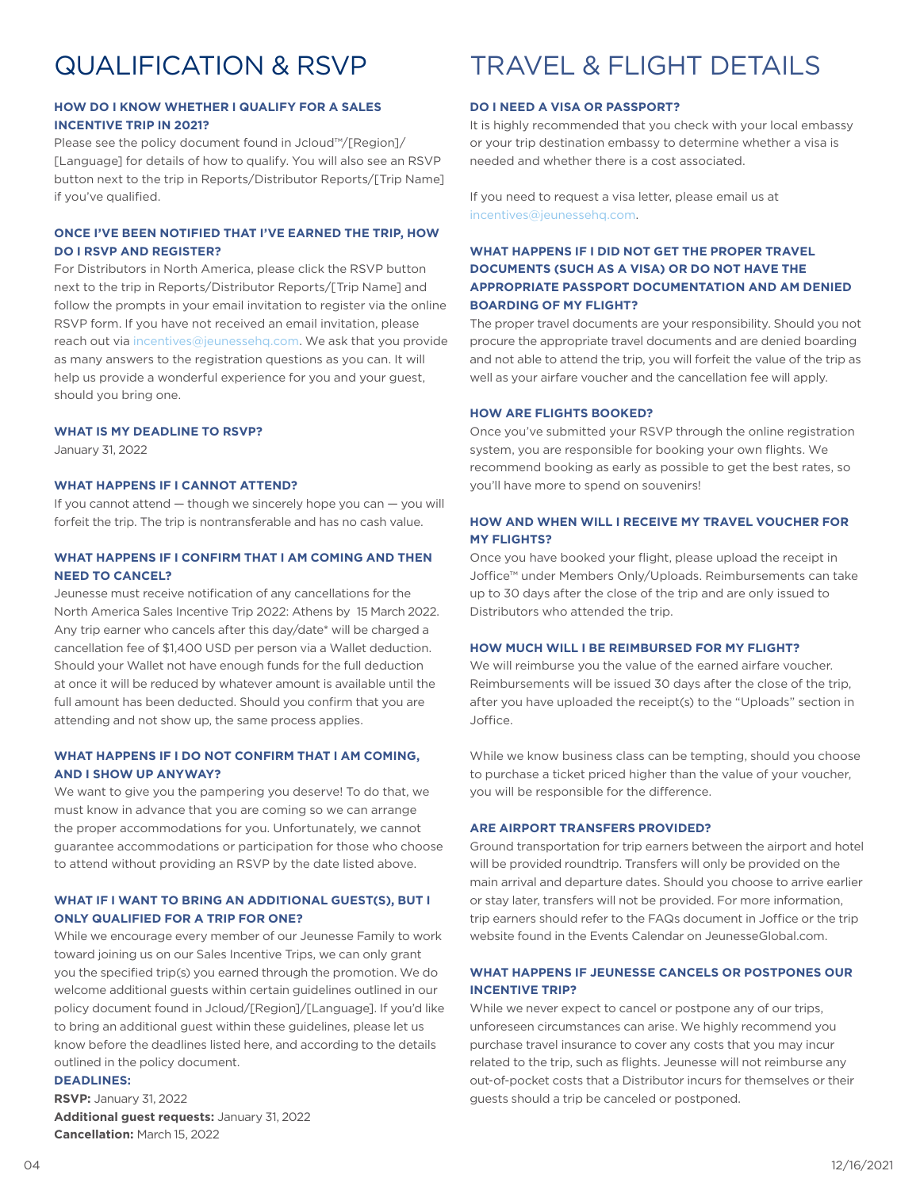# QUALIFICATION & RSVP

### HOW DO I KNOW WHETHER I QUALIFY FOR A SALES INCENTIVE TRIP IN 2021?

Please see the policy document found in Jcloud™/[Region]/[Language] for details of how to qualify. You will also see an RSVP button next to the trip in Reports/Distributor Reports/[Trip Name] if you've qualified.

### ONCE I'VE BEEN NOTIFIED THAT I'VE EARNED THE TRIP, HOW DO I RSVP AND REGISTER?

For Distributors in North America, please click the RSVP button next to the trip in Reports/Distributor Reports/[Trip Name] and follow the prompts in your email invitation to register via the online RSVP form. If you have not received an email invitation, please reach out via incentives@jeunessehq.com. We ask that you provide as many answers to the registration questions as you can. It will help us provide a wonderful experience for you and your guest, should you bring one.

### WHAT IS MY DEADLINE TO RSVP?

January 31, 2022

### WHAT HAPPENS IF I CANNOT ATTEND?

If you cannot attend — though we sincerely hope you can — you will forfeit the trip. The trip is nontransferable and has no cash value.

### WHAT HAPPENS IF I CONFIRM THAT I AM COMING AND THEN NEED TO CANCEL?

Jeunesse must receive notification of any cancellations for the North America Sales Incentive Trip 2022: Athens by 15 March 2022. Any trip earner who cancels after this day/date* will be charged a cancellation fee of $1,400 USD per person via a Wallet deduction. Should your Wallet not have enough funds for the full deduction at once it will be reduced by whatever amount is available until the full amount has been deducted. Should you confirm that you are attending and not show up, the same process applies.

### WHAT HAPPENS IF I DO NOT CONFIRM THAT I AM COMING, AND I SHOW UP ANYWAY?

We want to give you the pampering you deserve! To do that, we must know in advance that you are coming so we can arrange the proper accommodations for you. Unfortunately, we cannot guarantee accommodations or participation for those who choose to attend without providing an RSVP by the date listed above.

### WHAT IF I WANT TO BRING AN ADDITIONAL GUEST(S), BUT I ONLY QUALIFIED FOR A TRIP FOR ONE?

While we encourage every member of our Jeunesse Family to work toward joining us on our Sales Incentive Trips, we can only grant you the specified trip(s) you earned through the promotion. We do welcome additional guests within certain guidelines outlined in our policy document found in Jcloud/[Region]/[Language]. If you'd like to bring an additional guest within these guidelines, please let us know before the deadlines listed here, and according to the details outlined in the policy document.

**DEADLINES:**

**RSVP:** January 31, 2022
**Additional guest requests:** January 31, 2022
**Cancellation:** March 15, 2022

# TRAVEL & FLIGHT DETAILS

### DO I NEED A VISA OR PASSPORT?

It is highly recommended that you check with your local embassy or your trip destination embassy to determine whether a visa is needed and whether there is a cost associated.

If you need to request a visa letter, please email us at incentives@jeunessehq.com.

### WHAT HAPPENS IF I DID NOT GET THE PROPER TRAVEL DOCUMENTS (SUCH AS A VISA) OR DO NOT HAVE THE APPROPRIATE PASSPORT DOCUMENTATION AND AM DENIED BOARDING OF MY FLIGHT?

The proper travel documents are your responsibility. Should you not procure the appropriate travel documents and are denied boarding and not able to attend the trip, you will forfeit the value of the trip as well as your airfare voucher and the cancellation fee will apply.

### HOW ARE FLIGHTS BOOKED?

Once you've submitted your RSVP through the online registration system, you are responsible for booking your own flights. We recommend booking as early as possible to get the best rates, so you'll have more to spend on souvenirs!

### HOW AND WHEN WILL I RECEIVE MY TRAVEL VOUCHER FOR MY FLIGHTS?

Once you have booked your flight, please upload the receipt in Joffice™ under Members Only/Uploads. Reimbursements can take up to 30 days after the close of the trip and are only issued to Distributors who attended the trip.

### HOW MUCH WILL I BE REIMBURSED FOR MY FLIGHT?

We will reimburse you the value of the earned airfare voucher. Reimbursements will be issued 30 days after the close of the trip, after you have uploaded the receipt(s) to the "Uploads" section in Joffice.

While we know business class can be tempting, should you choose to purchase a ticket priced higher than the value of your voucher, you will be responsible for the difference.

### ARE AIRPORT TRANSFERS PROVIDED?

Ground transportation for trip earners between the airport and hotel will be provided roundtrip. Transfers will only be provided on the main arrival and departure dates. Should you choose to arrive earlier or stay later, transfers will not be provided. For more information, trip earners should refer to the FAQs document in Joffice or the trip website found in the Events Calendar on JeunesseGlobal.com.

### WHAT HAPPENS IF JEUNESSE CANCELS OR POSTPONES OUR INCENTIVE TRIP?

While we never expect to cancel or postpone any of our trips, unforeseen circumstances can arise. We highly recommend you purchase travel insurance to cover any costs that you may incur related to the trip, such as flights. Jeunesse will not reimburse any out-of-pocket costs that a Distributor incurs for themselves or their guests should a trip be canceled or postponed.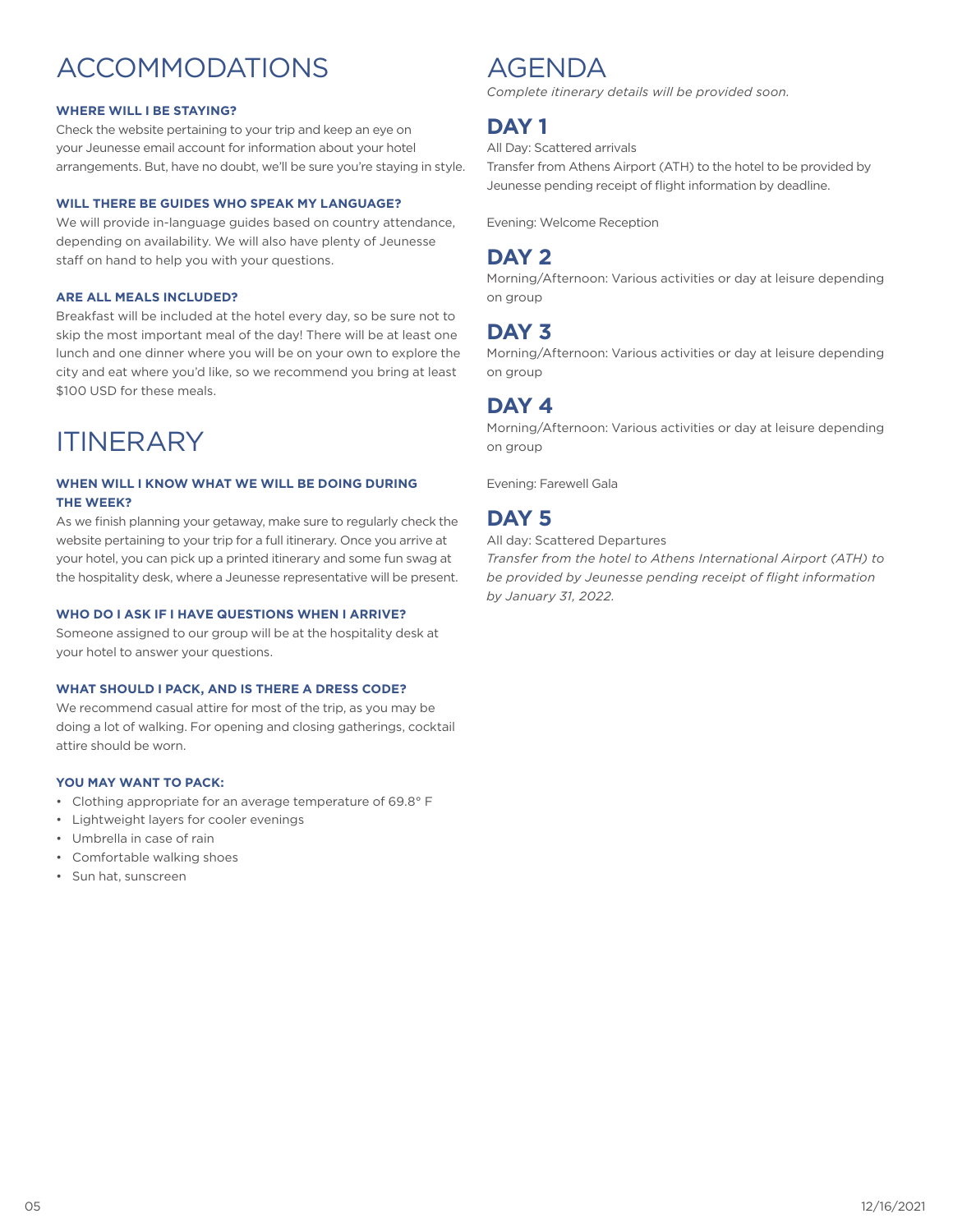# ACCOMMODATIONS

**WHERE WILL I BE STAYING?**

Check the website pertaining to your trip and keep an eye on your Jeunesse email account for information about your hotel arrangements. But, have no doubt, we'll be sure you're staying in style.

**WILL THERE BE GUIDES WHO SPEAK MY LANGUAGE?**

We will provide in-language guides based on country attendance, depending on availability. We will also have plenty of Jeunesse staff on hand to help you with your questions.

**ARE ALL MEALS INCLUDED?**

Breakfast will be included at the hotel every day, so be sure not to skip the most important meal of the day! There will be at least one lunch and one dinner where you will be on your own to explore the city and eat where you'd like, so we recommend you bring at least $100 USD for these meals.

# ITINERARY

**WHEN WILL I KNOW WHAT WE WILL BE DOING DURING THE WEEK?**

As we finish planning your getaway, make sure to regularly check the website pertaining to your trip for a full itinerary. Once you arrive at your hotel, you can pick up a printed itinerary and some fun swag at the hospitality desk, where a Jeunesse representative will be present.

**WHO DO I ASK IF I HAVE QUESTIONS WHEN I ARRIVE?**

Someone assigned to our group will be at the hospitality desk at your hotel to answer your questions.

**WHAT SHOULD I PACK, AND IS THERE A DRESS CODE?**

We recommend casual attire for most of the trip, as you may be doing a lot of walking. For opening and closing gatherings, cocktail attire should be worn.

**YOU MAY WANT TO PACK:**

- Clothing appropriate for an average temperature of 69.8° F
- Lightweight layers for cooler evenings
- Umbrella in case of rain
- Comfortable walking shoes
- Sun hat, sunscreen

# AGENDA

*Complete itinerary details will be provided soon.*

## DAY 1

All Day: Scattered arrivals
Transfer from Athens Airport (ATH) to the hotel to be provided by Jeunesse pending receipt of flight information by deadline.

Evening: Welcome Reception

## DAY 2

Morning/Afternoon: Various activities or day at leisure depending on group

## DAY 3

Morning/Afternoon: Various activities or day at leisure depending on group

## DAY 4

Morning/Afternoon: Various activities or day at leisure depending on group

Evening: Farewell Gala

## DAY 5

All day: Scattered Departures
*Transfer from the hotel to Athens International Airport (ATH) to be provided by Jeunesse pending receipt of flight information by January 31, 2022.*